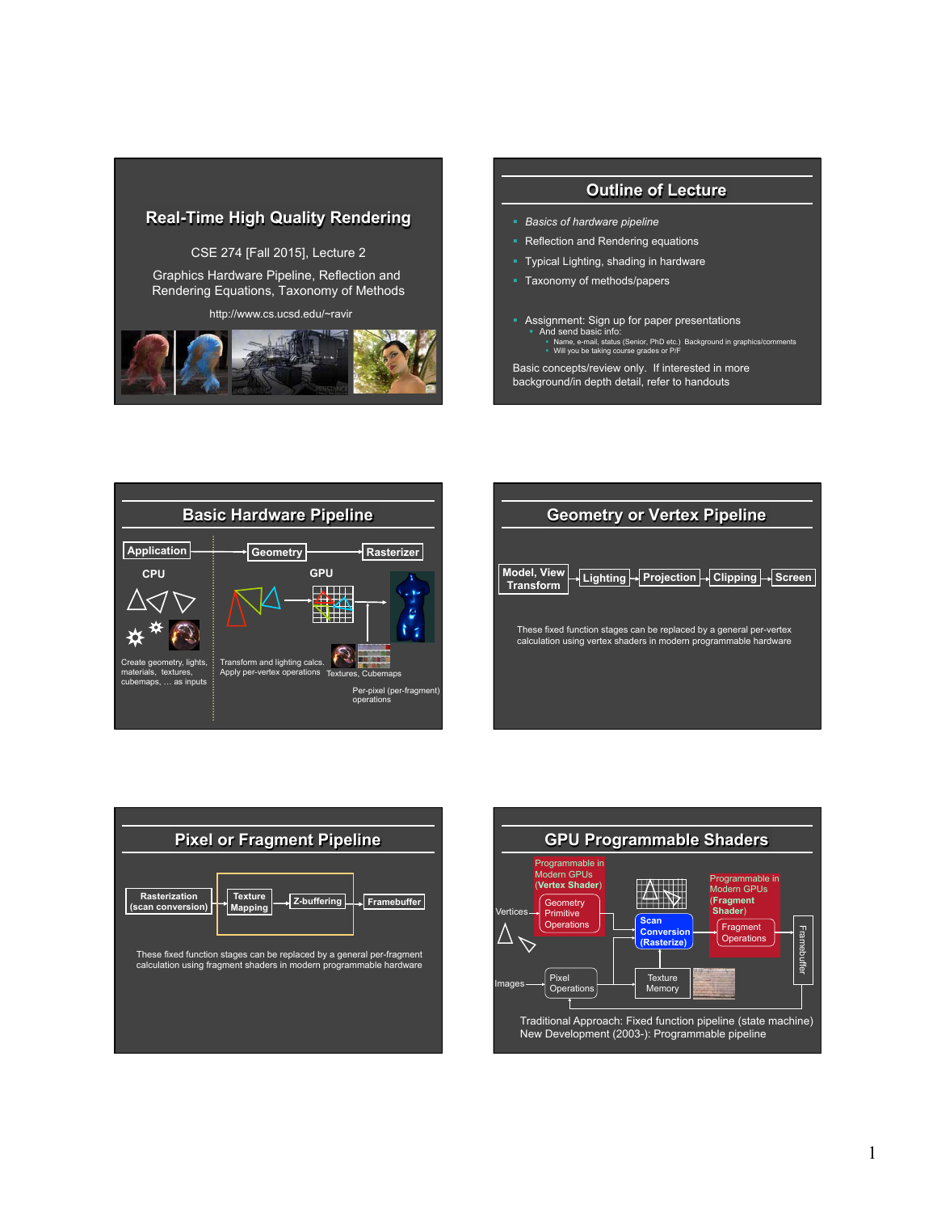# Real-Time High Quality Rendering

CSE 274 [Fall 2015], Lecture 2

Graphics Hardware Pipeline, Reflection and Rendering Equations, Taxonomy of Methods

http://www.cs.ucsd.edu/~ravir

## Outline of Lecture

- *Basics of hardware pipeline*
- Reflection and Rendering equations
- Typical Lighting, shading in hardware
- Taxonomy of methods/papers
- Assignment: Sign up for paper presentations
  - And send basic info:
    - Name, e-mail, status (Senior, PhD etc.) Background in graphics/comments
    - Will you be taking course grades or P/F

Basic concepts/review only. If interested in more background/in depth detail, refer to handouts

## Basic Hardware Pipeline

Application → Geometry → Rasterizer

CPU | GPU

Create geometry, lights, materials, textures, cubemaps, … as inputs

Transform and lighting calcs. Apply per-vertex operations

Textures, Cubemaps

Per-pixel (per-fragment) operations

## Geometry or Vertex Pipeline

Model, View Transform → Lighting → Projection → Clipping → Screen

These fixed function stages can be replaced by a general per-vertex calculation using vertex shaders in modern programmable hardware

## Pixel or Fragment Pipeline

Rasterization (scan conversion) → Texture Mapping → Z-buffering → Framebuffer

These fixed function stages can be replaced by a general per-fragment calculation using fragment shaders in modern programmable hardware

## GPU Programmable Shaders

Programmable in Modern GPUs (**Vertex Shader**)

Programmable in Modern GPUs (**Fragment Shader**)

Vertices → Geometry Primitive Operations → **Scan Conversion (Rasterize)** → Fragment Operations → Framebuffer

Images → Pixel Operations → Texture Memory

Traditional Approach: Fixed function pipeline (state machine)
New Development (2003-): Programmable pipeline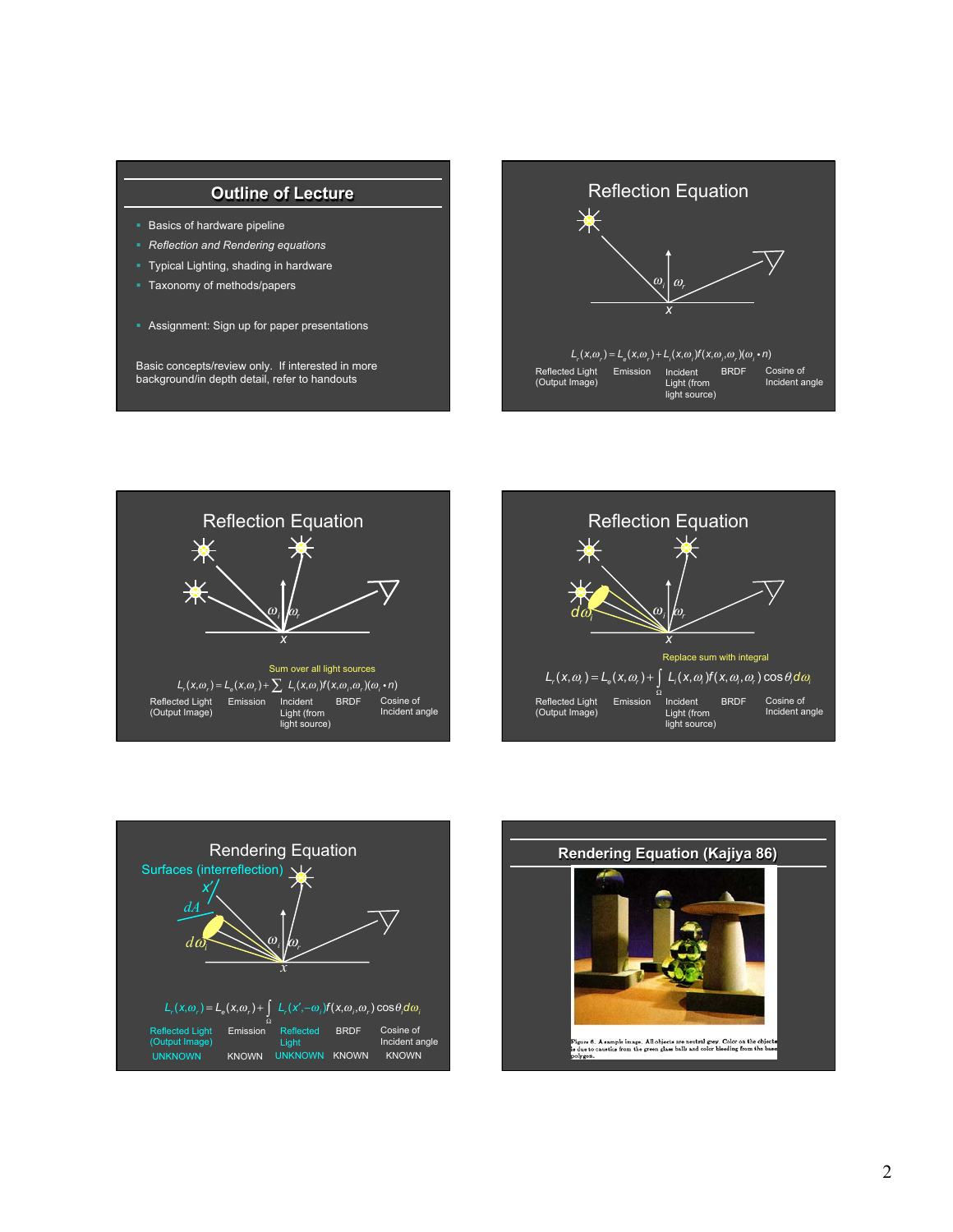## Outline of Lecture

- Basics of hardware pipeline
- *Reflection and Rendering equations*
- Typical Lighting, shading in hardware
- Taxonomy of methods/papers

- Assignment: Sign up for paper presentations

Basic concepts/review only. If interested in more background/in depth detail, refer to handouts

## Reflection Equation

$\omega_i$ $\omega_r$ $x$

$$L_r(x,\omega_r) = L_e(x,\omega_r) + L_i(x,\omega_i) f(x,\omega_i,\omega_r)(\omega_i \bullet n)$$

Reflected Light (Output Image) | Emission | Incident Light (from light source) | BRDF | Cosine of Incident angle

## Reflection Equation

$\omega_i$ $\omega_r$ $x$

Sum over all light sources

$$L_r(x,\omega_r) = L_e(x,\omega_r) + \sum L_i(x,\omega_i) f(x,\omega_i,\omega_r)(\omega_i \bullet n)$$

Reflected Light (Output Image) | Emission | Incident Light (from light source) | BRDF | Cosine of Incident angle

## Reflection Equation

$d\omega_i$ $\omega_i$ $\omega_r$ $x$

Replace sum with integral

$$L_r(x,\omega_r) = L_e(x,\omega_r) + \int_\Omega L_i(x,\omega_i) f(x,\omega_i,\omega_r) \cos\theta_i d\omega_i$$

Reflected Light (Output Image) | Emission | Incident Light (from light source) | BRDF | Cosine of Incident angle

## Rendering Equation

Surfaces (interreflection)

$x'$ $dA$ $d\omega_i$ $\omega_i$ $\omega_r$ $x$

$$L_r(x,\omega_r) = L_e(x,\omega_r) + \int_\Omega L_r(x',-\omega_i) f(x,\omega_i,\omega_r) \cos\theta_i d\omega_i$$

| Reflected Light (Output Image) | Emission | Reflected Light | BRDF | Cosine of Incident angle |
|---|---|---|---|---|
| UNKNOWN | KNOWN | UNKNOWN | KNOWN | KNOWN |

## Rendering Equation (Kajiya 86)

Figure 6. A sample image. All objects are neutral grey. Color on the objects is due to caustics from the green glass balls and color bleeding from the base polygon.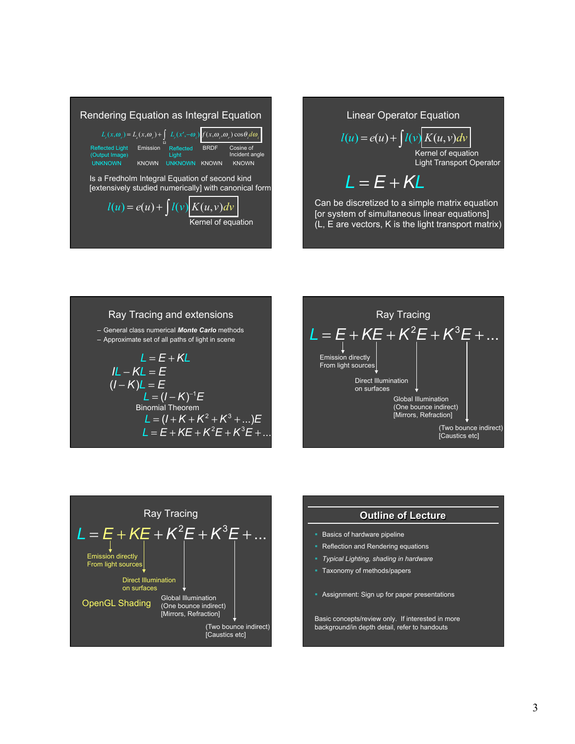## Rendering Equation as Integral Equation

$$L_r(x,\omega_r) = L_e(x,\omega_r) + \int_\Omega L_r(x',-\omega_i) f(x,\omega_i,\omega_r)\cos\theta_i d\omega_i$$

- Reflected Light (Output Image) — UNKNOWN
- Emission — KNOWN
- Reflected Light — UNKNOWN
- BRDF — KNOWN
- Cosine of Incident angle — KNOWN

Is a Fredholm Integral Equation of second kind [extensively studied numerically] with canonical form

$$l(u) = e(u) + \int l(v) K(u,v) dv$$

Kernel of equation

## Linear Operator Equation

$$l(u) = e(u) + \int l(v) K(u,v) dv$$

Kernel of equation
Light Transport Operator

$$L = E + KL$$

Can be discretized to a simple matrix equation [or system of simultaneous linear equations] (L, E are vectors, K is the light transport matrix)

## Ray Tracing and extensions

- General class numerical ***Monte Carlo*** methods
- Approximate set of all paths of light in scene

$$L = E + KL$$
$$IL - KL = E$$
$$(I - K)L = E$$
$$L = (I - K)^{-1}E$$

Binomial Theorem

$$L = (I + K + K^2 + K^3 + \ldots)E$$
$$L = E + KE + K^2E + K^3E + \ldots$$

## Ray Tracing

$$L = E + KE + K^2E + K^3E + \ldots$$

- $E$: Emission directly From light sources
- $KE$: Direct Illumination on surfaces
- $K^2E$: Global Illumination (One bounce indirect) [Mirrors, Refraction]
- $K^3E$: (Two bounce indirect) [Caustics etc]

## Ray Tracing

$$L = E + KE + K^2E + K^3E + \ldots$$

- $E$: Emission directly From light sources
- $KE$: Direct Illumination on surfaces
- $K^2E$: Global Illumination (One bounce indirect) [Mirrors, Refraction]
- $K^3E$: (Two bounce indirect) [Caustics etc]

OpenGL Shading

## Outline of Lecture

- Basics of hardware pipeline
- Reflection and Rendering equations
- *Typical Lighting, shading in hardware*
- Taxonomy of methods/papers

- Assignment: Sign up for paper presentations

Basic concepts/review only. If interested in more background/in depth detail, refer to handouts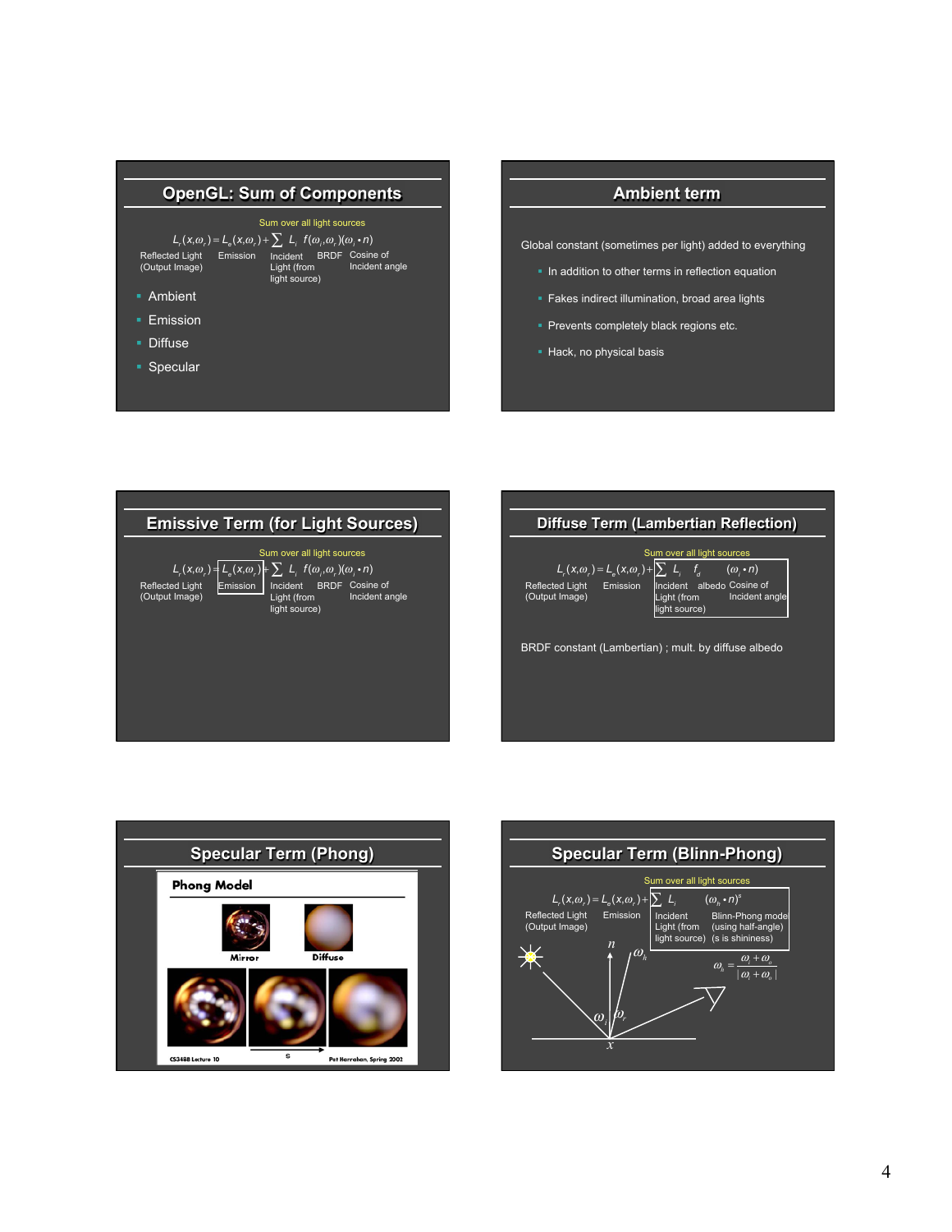## OpenGL: Sum of Components

Sum over all light sources

$$L_r(x,\omega_r) = L_e(x,\omega_r) + \sum L_i \; f(\omega_i,\omega_r)(\omega_i \bullet n)$$

Reflected Light (Output Image) — Emission — Incident Light (from light source) — BRDF — Cosine of Incident angle

- Ambient
- Emission
- Diffuse
- Specular

## Ambient term

Global constant (sometimes per light) added to everything

- In addition to other terms in reflection equation
- Fakes indirect illumination, broad area lights
- Prevents completely black regions etc.
- Hack, no physical basis

## Emissive Term (for Light Sources)

Sum over all light sources

$$L_r(x,\omega_r) = \boxed{L_e(x,\omega_r)} + \sum L_i \; f(\omega_i,\omega_r)(\omega_i \bullet n)$$

Reflected Light (Output Image) — Emission — Incident Light (from light source) — BRDF — Cosine of Incident angle

## Diffuse Term (Lambertian Reflection)

Sum over all light sources

$$L_r(x,\omega_r) = L_e(x,\omega_r) + \boxed{\sum L_i \; f_d \; (\omega_i \bullet n)}$$

Reflected Light (Output Image) — Emission — Incident Light (from light source) — albedo — Cosine of Incident angle

BRDF constant (Lambertian) ; mult. by diffuse albedo

## Specular Term (Phong)

Phong Model

Mirror — Diffuse

s

CS348B Lecture 10 — Pat Hanrahan, Spring 2002

## Specular Term (Blinn-Phong)

Sum over all light sources

$$L_r(x,\omega_r) = L_e(x,\omega_r) + \boxed{\sum L_i \; (\omega_h \bullet n)^s}$$

Reflected Light (Output Image) — Emission — Incident Light (from light source) — Blinn-Phong model (using half-angle) (s is shininess)

$$\omega_h = \frac{\omega_i + \omega_o}{|\omega_i + \omega_o|}$$

$n$, $\omega_h$, $\omega_i$, $\omega_r$, $x$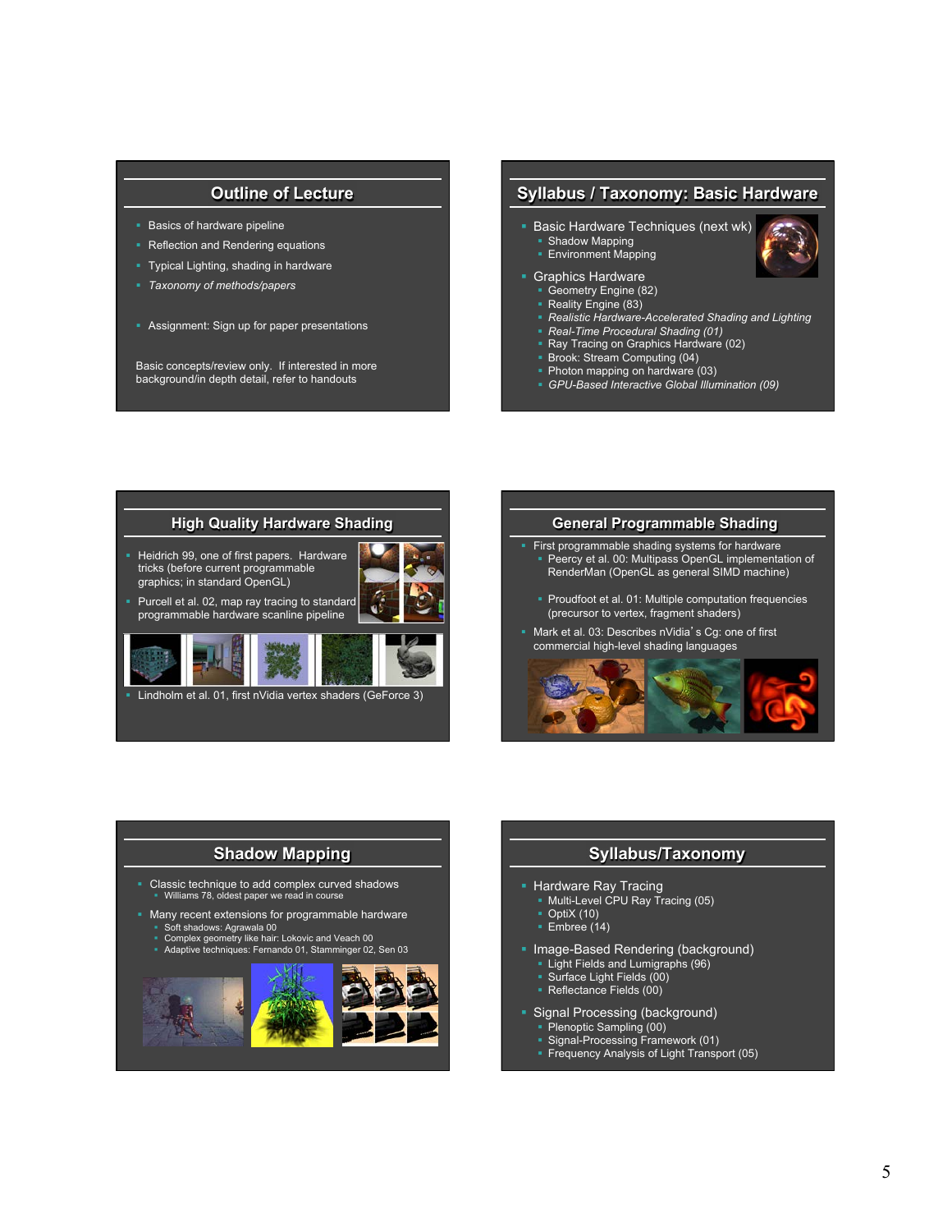## Outline of Lecture

- Basics of hardware pipeline
- Reflection and Rendering equations
- Typical Lighting, shading in hardware
- *Taxonomy of methods/papers*

- Assignment: Sign up for paper presentations

Basic concepts/review only. If interested in more background/in depth detail, refer to handouts

## Syllabus / Taxonomy: Basic Hardware

- Basic Hardware Techniques (next wk)
  - Shadow Mapping
  - Environment Mapping
- Graphics Hardware
  - Geometry Engine (82)
  - Reality Engine (83)
  - *Realistic Hardware-Accelerated Shading and Lighting*
  - *Real-Time Procedural Shading (01)*
  - Ray Tracing on Graphics Hardware (02)
  - Brook: Stream Computing (04)
  - Photon mapping on hardware (03)
  - *GPU-Based Interactive Global Illumination (09)*

## High Quality Hardware Shading

- Heidrich 99, one of first papers. Hardware tricks (before current programmable graphics; in standard OpenGL)
- Purcell et al. 02, map ray tracing to standard programmable hardware scanline pipeline
- Lindholm et al. 01, first nVidia vertex shaders (GeForce 3)

## General Programmable Shading

- First programmable shading systems for hardware
  - Peercy et al. 00: Multipass OpenGL implementation of RenderMan (OpenGL as general SIMD machine)
  - Proudfoot et al. 01: Multiple computation frequencies (precursor to vertex, fragment shaders)
- Mark et al. 03: Describes nVidia's Cg: one of first commercial high-level shading languages

## Shadow Mapping

- Classic technique to add complex curved shadows
  - Williams 78, oldest paper we read in course
- Many recent extensions for programmable hardware
  - Soft shadows: Agrawala 00
  - Complex geometry like hair: Lokovic and Veach 00
  - Adaptive techniques: Fernando 01, Stamminger 02, Sen 03

## Syllabus/Taxonomy

- Hardware Ray Tracing
  - Multi-Level CPU Ray Tracing (05)
  - OptiX (10)
  - Embree (14)
- Image-Based Rendering (background)
  - Light Fields and Lumigraphs (96)
  - Surface Light Fields (00)
  - Reflectance Fields (00)
- Signal Processing (background)
  - Plenoptic Sampling (00)
  - Signal-Processing Framework (01)
  - Frequency Analysis of Light Transport (05)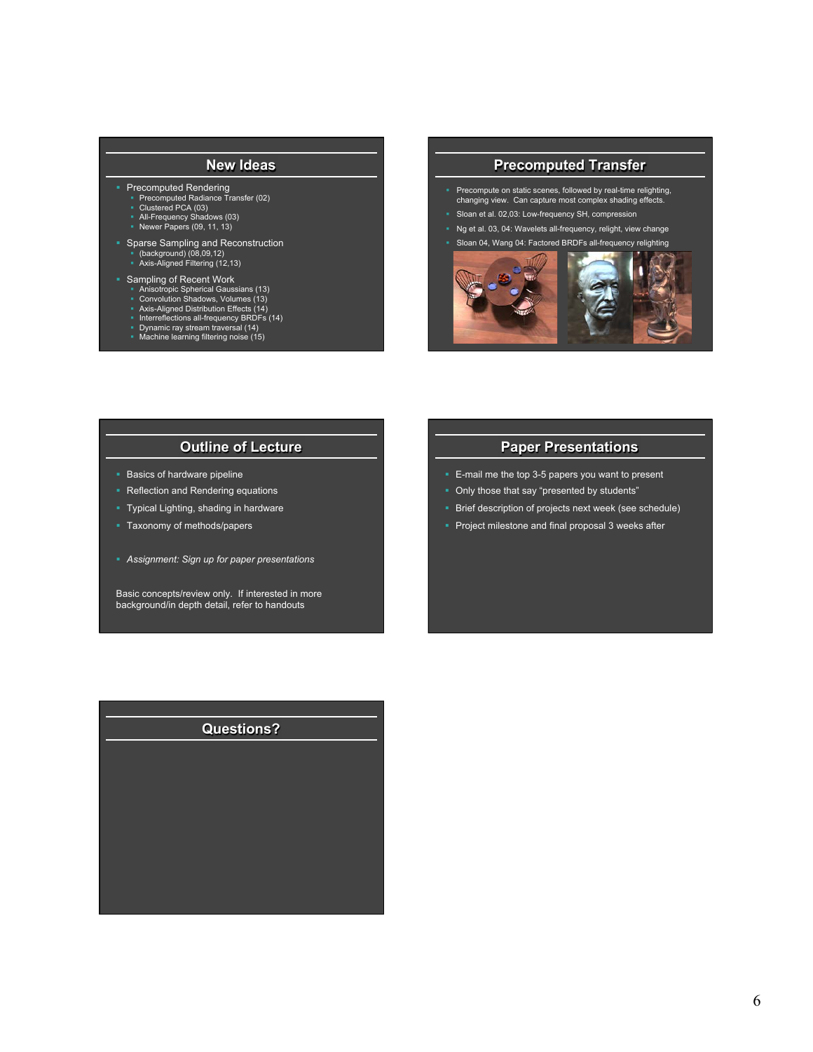## New Ideas

- Precomputed Rendering
  - Precomputed Radiance Transfer (02)
  - Clustered PCA (03)
  - All-Frequency Shadows (03)
  - Newer Papers (09, 11, 13)
- Sparse Sampling and Reconstruction
  - (background) (08,09,12)
  - Axis-Aligned Filtering (12,13)
- Sampling of Recent Work
  - Anisotropic Spherical Gaussians (13)
  - Convolution Shadows, Volumes (13)
  - Axis-Aligned Distribution Effects (14)
  - Interreflections all-frequency BRDFs (14)
  - Dynamic ray stream traversal (14)
  - Machine learning filtering noise (15)

## Precomputed Transfer

- Precompute on static scenes, followed by real-time relighting, changing view. Can capture most complex shading effects.
- Sloan et al. 02,03: Low-frequency SH, compression
- Ng et al. 03, 04: Wavelets all-frequency, relight, view change
- Sloan 04, Wang 04: Factored BRDFs all-frequency relighting

## Outline of Lecture

- Basics of hardware pipeline
- Reflection and Rendering equations
- Typical Lighting, shading in hardware
- Taxonomy of methods/papers
- *Assignment: Sign up for paper presentations*

Basic concepts/review only. If interested in more background/in depth detail, refer to handouts

## Paper Presentations

- E-mail me the top 3-5 papers you want to present
- Only those that say "presented by students"
- Brief description of projects next week (see schedule)
- Project milestone and final proposal 3 weeks after

## Questions?